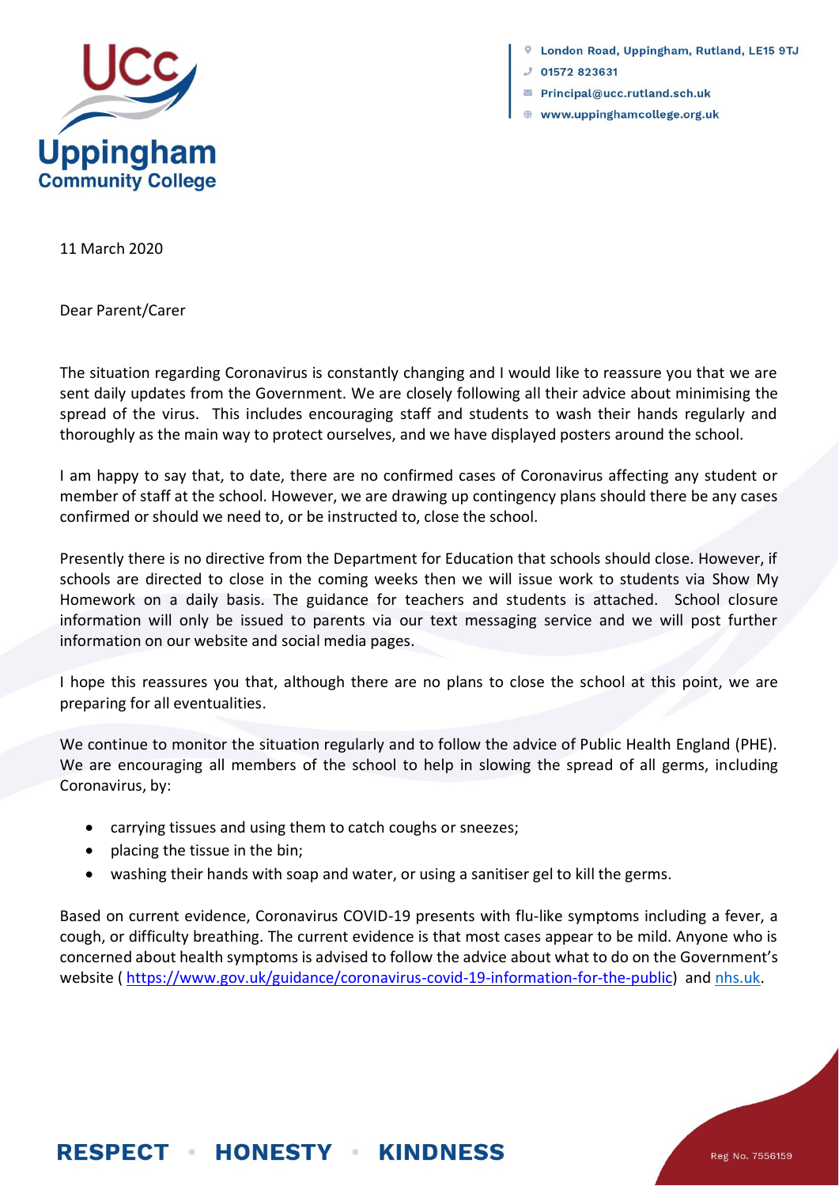**Uppingham Community College**

London Road, Uppingham, Rutland, LE15 9TJ
01572 823631
Principal@ucc.rutland.sch.uk
www.uppinghamcollege.org.uk

11 March 2020

Dear Parent/Carer

The situation regarding Coronavirus is constantly changing and I would like to reassure you that we are sent daily updates from the Government. We are closely following all their advice about minimising the spread of the virus. This includes encouraging staff and students to wash their hands regularly and thoroughly as the main way to protect ourselves, and we have displayed posters around the school.

I am happy to say that, to date, there are no confirmed cases of Coronavirus affecting any student or member of staff at the school. However, we are drawing up contingency plans should there be any cases confirmed or should we need to, or be instructed to, close the school.

Presently there is no directive from the Department for Education that schools should close. However, if schools are directed to close in the coming weeks then we will issue work to students via Show My Homework on a daily basis. The guidance for teachers and students is attached. School closure information will only be issued to parents via our text messaging service and we will post further information on our website and social media pages.

I hope this reassures you that, although there are no plans to close the school at this point, we are preparing for all eventualities.

We continue to monitor the situation regularly and to follow the advice of Public Health England (PHE). We are encouraging all members of the school to help in slowing the spread of all germs, including Coronavirus, by:

- carrying tissues and using them to catch coughs or sneezes;
- placing the tissue in the bin;
- washing their hands with soap and water, or using a sanitiser gel to kill the germs.

Based on current evidence, Coronavirus COVID-19 presents with flu-like symptoms including a fever, a cough, or difficulty breathing. The current evidence is that most cases appear to be mild. Anyone who is concerned about health symptoms is advised to follow the advice about what to do on the Government's website ( https://www.gov.uk/guidance/coronavirus-covid-19-information-for-the-public) and nhs.uk.

**RESPECT • HONESTY • KINDNESS**

Reg No. 7556159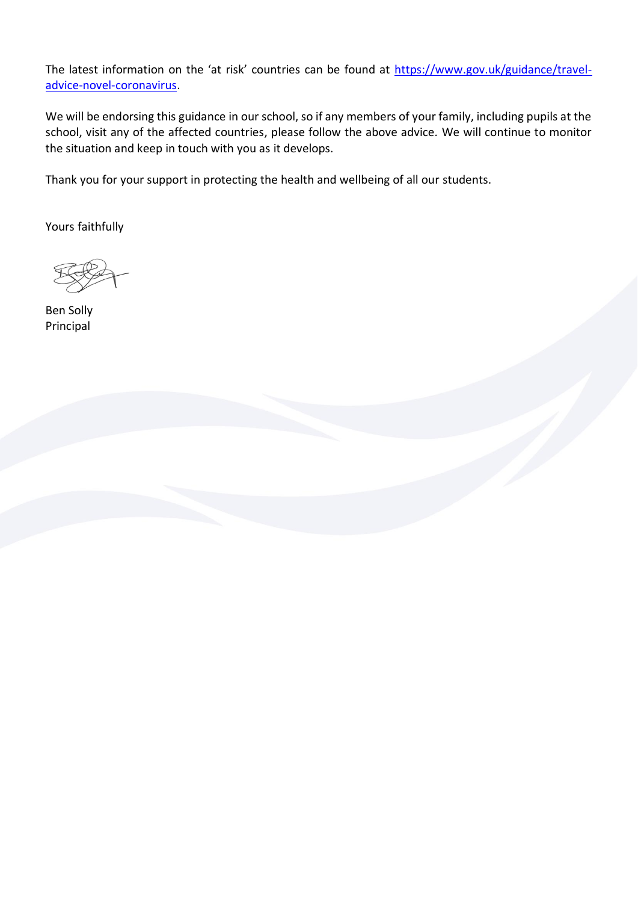The latest information on the 'at risk' countries can be found at [https://www.gov.uk/guidance/travel-advice-novel-coronavirus](https://www.gov.uk/guidance/travel-advice-novel-coronavirus).

We will be endorsing this guidance in our school, so if any members of your family, including pupils at the school, visit any of the affected countries, please follow the above advice. We will continue to monitor the situation and keep in touch with you as it develops.

Thank you for your support in protecting the health and wellbeing of all our students.

Yours faithfully

Ben Solly
Principal